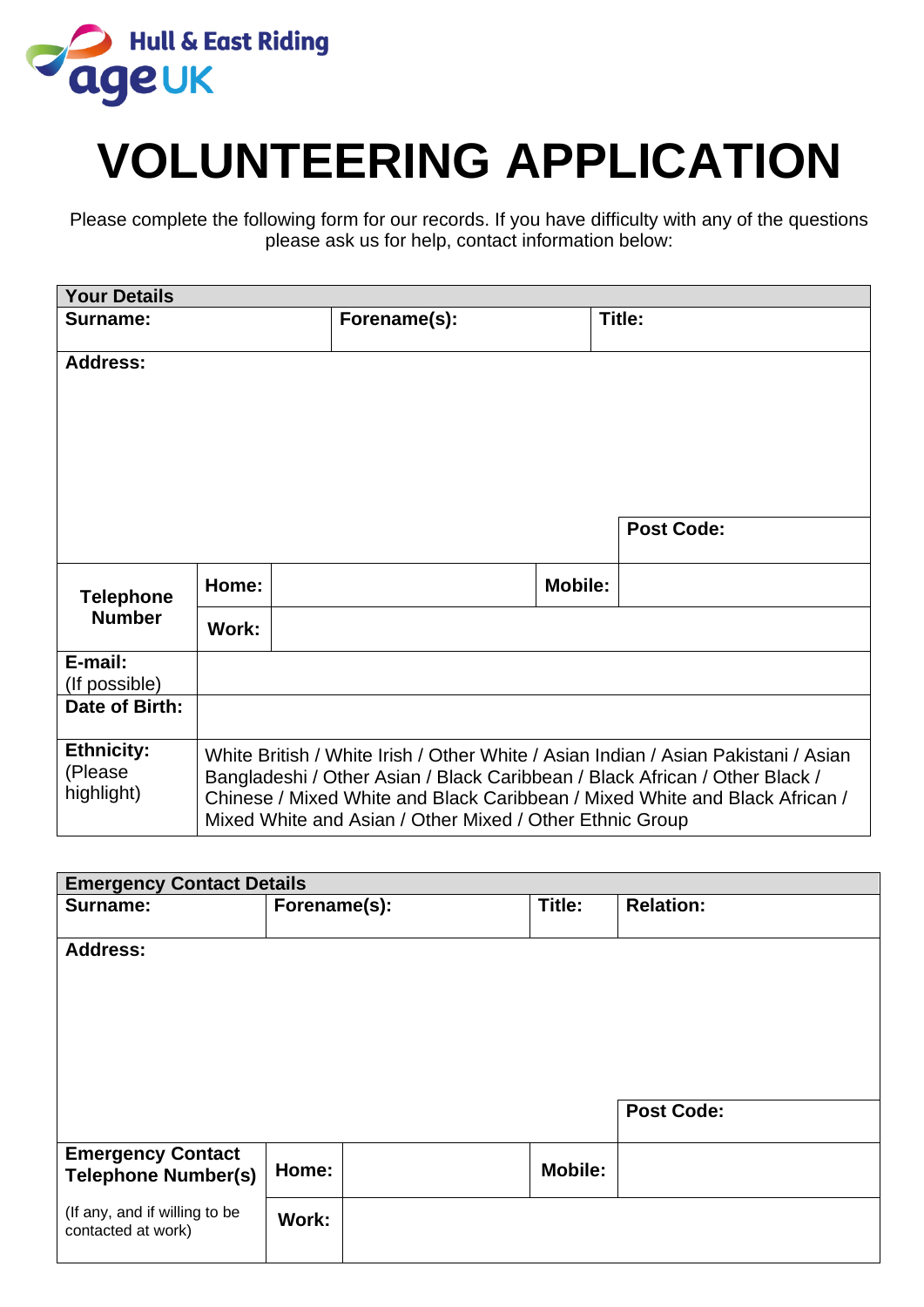Hull & East Riding age UK

# VOLUNTEERING APPLICATION

Please complete the following form for our records. If you have difficulty with any of the questions please ask us for help, contact information below:

| **Your Details** | | | |
|---|---|---|---|
| **Surname:** | **Forename(s):** | | **Title:** |
| **Address:** | | | |
| | | | **Post Code:** |
| **Telephone Number** | **Home:** | **Mobile:** | |
| | **Work:** | | |
| **E-mail:** (If possible) | | | |
| **Date of Birth:** | | | |
| **Ethnicity:** (Please highlight) | White British / White Irish / Other White / Asian Indian / Asian Pakistani / Asian Bangladeshi / Other Asian / Black Caribbean / Black African / Other Black / Chinese / Mixed White and Black Caribbean / Mixed White and Black African / Mixed White and Asian / Other Mixed / Other Ethnic Group | | |

| **Emergency Contact Details** | | | |
|---|---|---|---|
| **Surname:** | **Forename(s):** | **Title:** | **Relation:** |
| **Address:** | | | |
| | | | **Post Code:** |
| **Emergency Contact Telephone Number(s)** | **Home:** | **Mobile:** | |
| (If any, and if willing to be contacted at work) | **Work:** | | |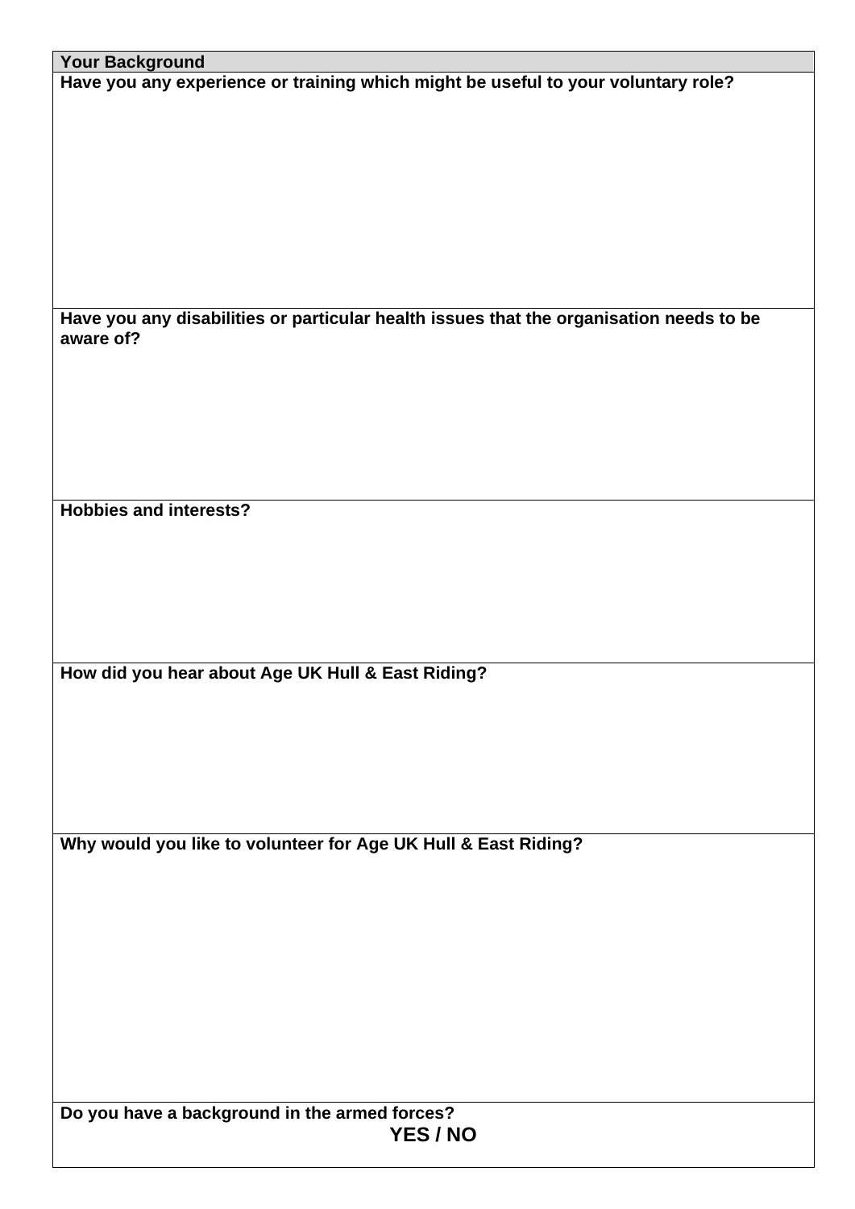| Your Background |
| --- |
| **Have you any experience or training which might be useful to your voluntary role?** |
| **Have you any disabilities or particular health issues that the organisation needs to be aware of?** |
| **Hobbies and interests?** |
| **How did you hear about Age UK Hull & East Riding?** |
| **Why would you like to volunteer for Age UK Hull & East Riding?** |
| **Do you have a background in the armed forces?** **YES / NO** |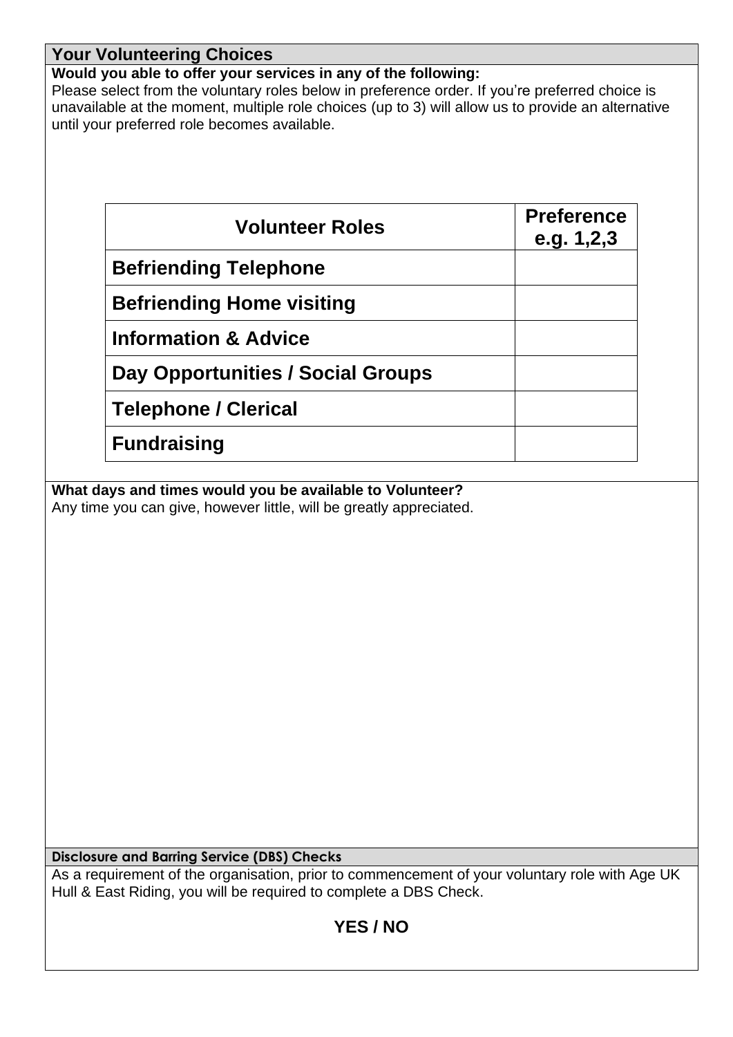## Your Volunteering Choices

**Would you able to offer your services in any of the following:**

Please select from the voluntary roles below in preference order. If you're preferred choice is unavailable at the moment, multiple role choices (up to 3) will allow us to provide an alternative until your preferred role becomes available.

| Volunteer Roles | Preference e.g. 1,2,3 |
|---|---|
| **Befriending Telephone** | |
| **Befriending Home visiting** | |
| **Information & Advice** | |
| **Day Opportunities / Social Groups** | |
| **Telephone / Clerical** | |
| **Fundraising** | |

**What days and times would you be available to Volunteer?**

Any time you can give, however little, will be greatly appreciated.

## Disclosure and Barring Service (DBS) Checks

As a requirement of the organisation, prior to commencement of your voluntary role with Age UK Hull & East Riding, you will be required to complete a DBS Check.

**YES / NO**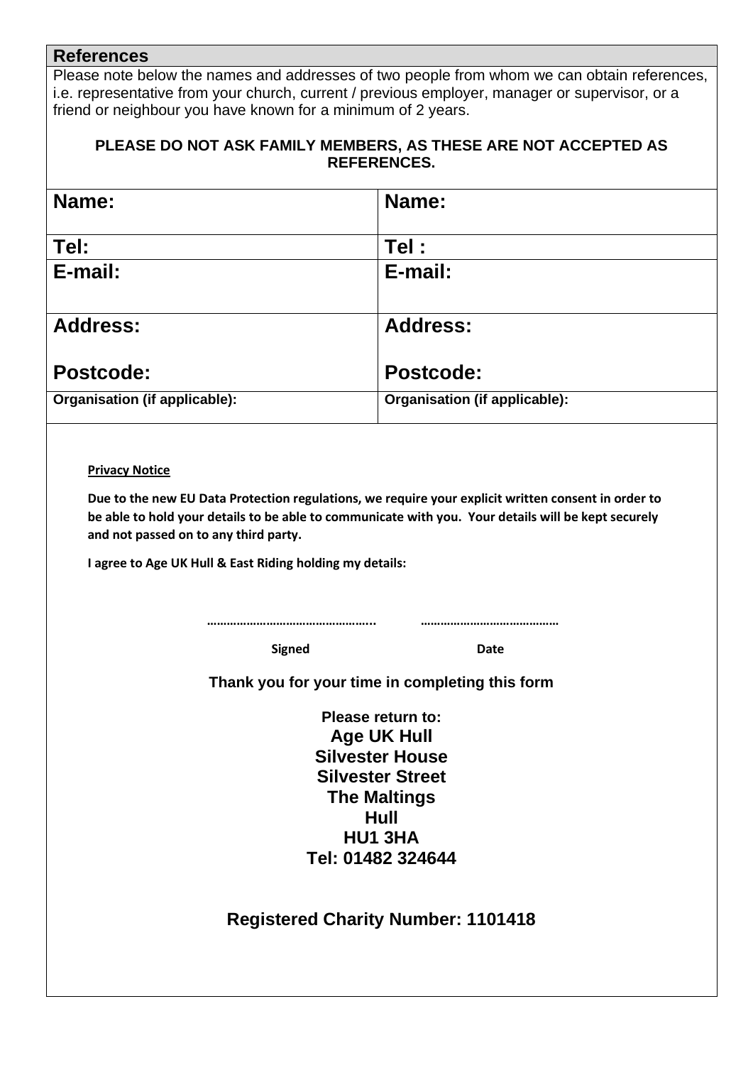## References

Please note below the names and addresses of two people from whom we can obtain references, i.e. representative from your church, current / previous employer, manager or supervisor, or a friend or neighbour you have known for a minimum of 2 years.

**PLEASE DO NOT ASK FAMILY MEMBERS, AS THESE ARE NOT ACCEPTED AS REFERENCES.**

| | |
|---|---|
| **Name:** | **Name:** |
| **Tel:** | **Tel :** |
| **E-mail:** | **E-mail:** |
| **Address:**<br><br>**Postcode:** | **Address:**<br><br>**Postcode:** |
| **Organisation (if applicable):** | **Organisation (if applicable):** |

**Privacy Notice**

**Due to the new EU Data Protection regulations, we require your explicit written consent in order to be able to hold your details to be able to communicate with you. Your details will be kept securely and not passed on to any third party.**

**I agree to Age UK Hull & East Riding holding my details:**

…………………………………………..  ……………………………………

**Signed** **Date**

**Thank you for your time in completing this form**

**Please return to:**
**Age UK Hull**
**Silvester House**
**Silvester Street**
**The Maltings**
**Hull**
**HU1 3HA**
**Tel: 01482 324644**

**Registered Charity Number: 1101418**